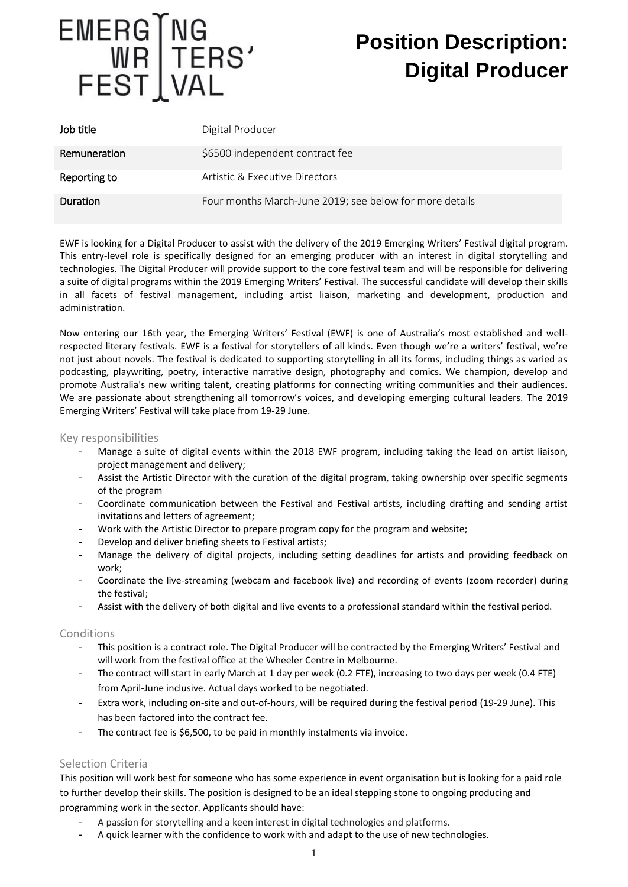EMERGING WRITERS' FESTIVAL

# Position Description: Digital Producer

| Job title | Digital Producer |
|---|---|
| Remuneration | $6500 independent contract fee |
| Reporting to | Artistic & Executive Directors |
| Duration | Four months March-June 2019; see below for more details |

EWF is looking for a Digital Producer to assist with the delivery of the 2019 Emerging Writers' Festival digital program. This entry-level role is specifically designed for an emerging producer with an interest in digital storytelling and technologies. The Digital Producer will provide support to the core festival team and will be responsible for delivering a suite of digital programs within the 2019 Emerging Writers' Festival. The successful candidate will develop their skills in all facets of festival management, including artist liaison, marketing and development, production and administration.

Now entering our 16th year, the Emerging Writers' Festival (EWF) is one of Australia's most established and well-respected literary festivals. EWF is a festival for storytellers of all kinds. Even though we're a writers' festival, we're not just about novels. The festival is dedicated to supporting storytelling in all its forms, including things as varied as podcasting, playwriting, poetry, interactive narrative design, photography and comics. We champion, develop and promote Australia's new writing talent, creating platforms for connecting writing communities and their audiences. We are passionate about strengthening all tomorrow's voices, and developing emerging cultural leaders. The 2019 Emerging Writers' Festival will take place from 19-29 June.

## Key responsibilities

- Manage a suite of digital events within the 2018 EWF program, including taking the lead on artist liaison, project management and delivery;
- Assist the Artistic Director with the curation of the digital program, taking ownership over specific segments of the program
- Coordinate communication between the Festival and Festival artists, including drafting and sending artist invitations and letters of agreement;
- Work with the Artistic Director to prepare program copy for the program and website;
- Develop and deliver briefing sheets to Festival artists;
- Manage the delivery of digital projects, including setting deadlines for artists and providing feedback on work;
- Coordinate the live-streaming (webcam and facebook live) and recording of events (zoom recorder) during the festival;
- Assist with the delivery of both digital and live events to a professional standard within the festival period.

## Conditions

- This position is a contract role. The Digital Producer will be contracted by the Emerging Writers' Festival and will work from the festival office at the Wheeler Centre in Melbourne.
- The contract will start in early March at 1 day per week (0.2 FTE), increasing to two days per week (0.4 FTE) from April-June inclusive. Actual days worked to be negotiated.
- Extra work, including on-site and out-of-hours, will be required during the festival period (19-29 June). This has been factored into the contract fee.
- The contract fee is $6,500, to be paid in monthly instalments via invoice.

## Selection Criteria

This position will work best for someone who has some experience in event organisation but is looking for a paid role to further develop their skills. The position is designed to be an ideal stepping stone to ongoing producing and programming work in the sector. Applicants should have:

- A passion for storytelling and a keen interest in digital technologies and platforms.
- A quick learner with the confidence to work with and adapt to the use of new technologies.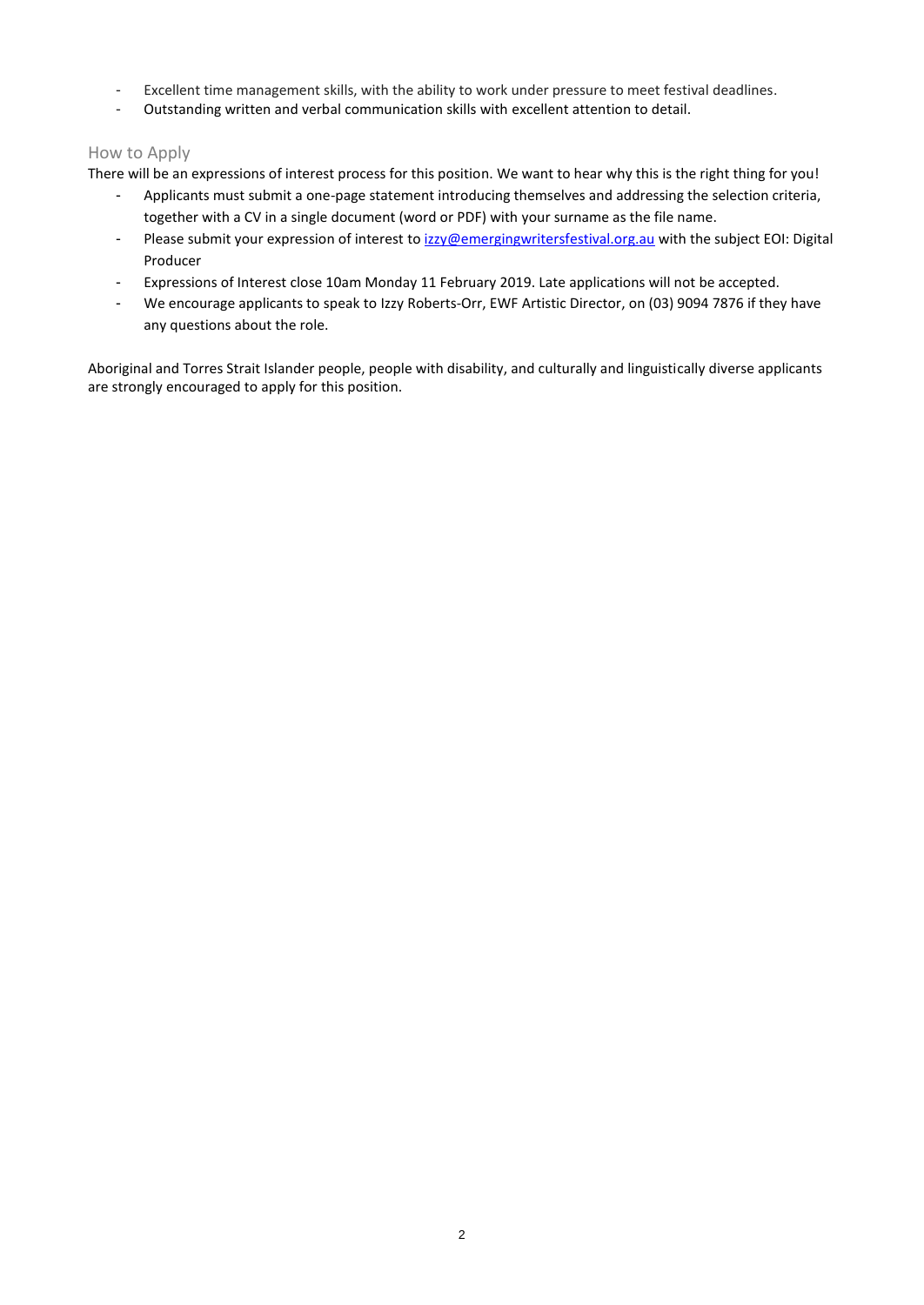- Excellent time management skills, with the ability to work under pressure to meet festival deadlines.
- Outstanding written and verbal communication skills with excellent attention to detail.

## How to Apply

There will be an expressions of interest process for this position. We want to hear why this is the right thing for you!

- Applicants must submit a one-page statement introducing themselves and addressing the selection criteria, together with a CV in a single document (word or PDF) with your surname as the file name.
- Please submit your expression of interest to izzy@emergingwritersfestival.org.au with the subject EOI: Digital Producer
- Expressions of Interest close 10am Monday 11 February 2019. Late applications will not be accepted.
- We encourage applicants to speak to Izzy Roberts-Orr, EWF Artistic Director, on (03) 9094 7876 if they have any questions about the role.

Aboriginal and Torres Strait Islander people, people with disability, and culturally and linguistically diverse applicants are strongly encouraged to apply for this position.